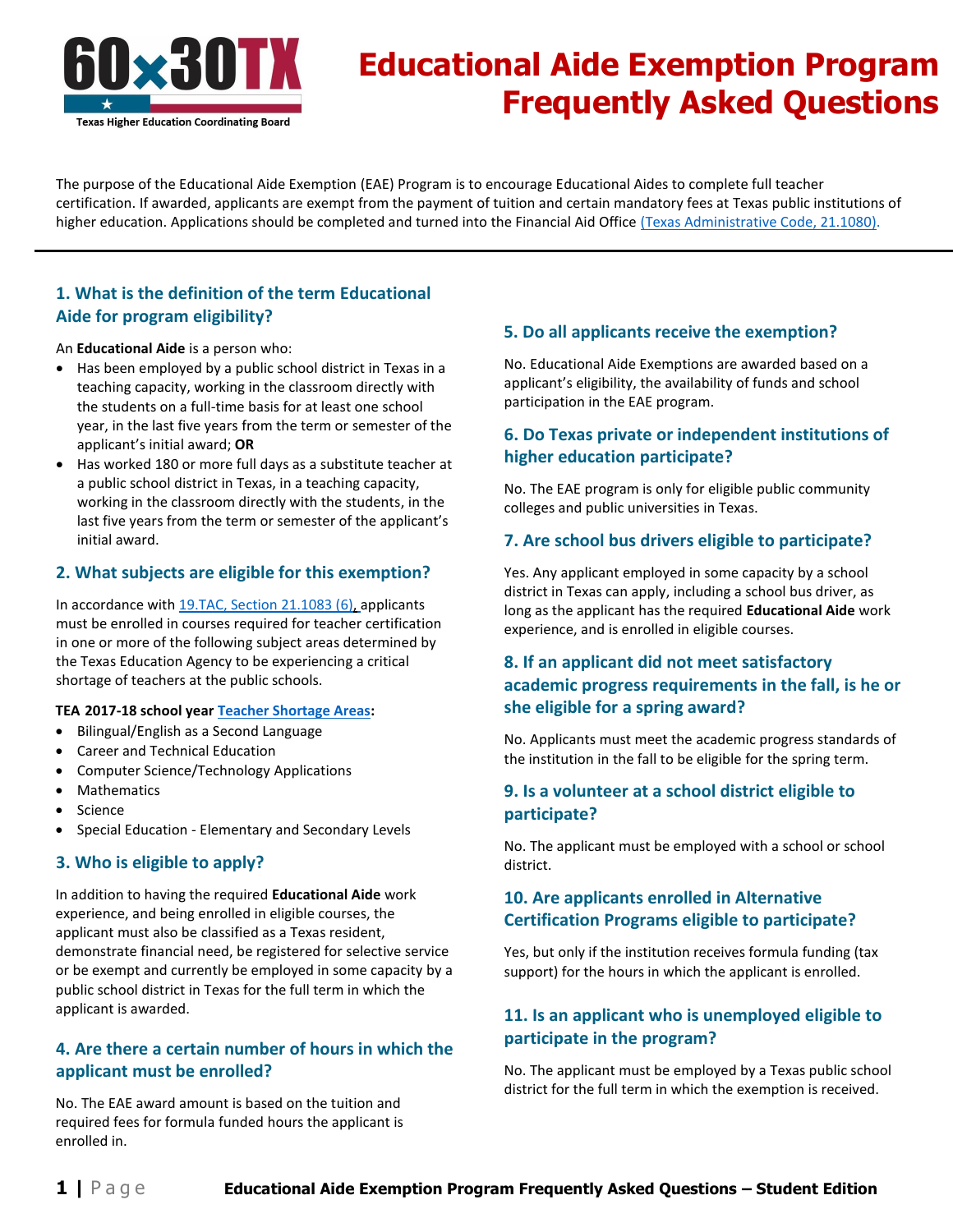60x30TX

Texas Higher Education Coordinating Board

# Educational Aide Exemption Program Frequently Asked Questions

The purpose of the Educational Aide Exemption (EAE) Program is to encourage Educational Aides to complete full teacher certification. If awarded, applicants are exempt from the payment of tuition and certain mandatory fees at Texas public institutions of higher education. Applications should be completed and turned into the Financial Aid Office (Texas Administrative Code, 21.1080).

---

## 1. What is the definition of the term Educational Aide for program eligibility?

An **Educational Aide** is a person who:

- Has been employed by a public school district in Texas in a teaching capacity, working in the classroom directly with the students on a full-time basis for at least one school year, in the last five years from the term or semester of the applicant's initial award; **OR**
- Has worked 180 or more full days as a substitute teacher at a public school district in Texas, in a teaching capacity, working in the classroom directly with the students, in the last five years from the term or semester of the applicant's initial award.

## 2. What subjects are eligible for this exemption?

In accordance with 19.TAC, Section 21.1083 (6), applicants must be enrolled in courses required for teacher certification in one or more of the following subject areas determined by the Texas Education Agency to be experiencing a critical shortage of teachers at the public schools.

**TEA 2017-18 school year Teacher Shortage Areas:**

- Bilingual/English as a Second Language
- Career and Technical Education
- Computer Science/Technology Applications
- Mathematics
- Science
- Special Education - Elementary and Secondary Levels

## 3. Who is eligible to apply?

In addition to having the required **Educational Aide** work experience, and being enrolled in eligible courses, the applicant must also be classified as a Texas resident, demonstrate financial need, be registered for selective service or be exempt and currently be employed in some capacity by a public school district in Texas for the full term in which the applicant is awarded.

## 4. Are there a certain number of hours in which the applicant must be enrolled?

No. The EAE award amount is based on the tuition and required fees for formula funded hours the applicant is enrolled in.

## 5. Do all applicants receive the exemption?

No. Educational Aide Exemptions are awarded based on a applicant's eligibility, the availability of funds and school participation in the EAE program.

## 6. Do Texas private or independent institutions of higher education participate?

No. The EAE program is only for eligible public community colleges and public universities in Texas.

## 7. Are school bus drivers eligible to participate?

Yes. Any applicant employed in some capacity by a school district in Texas can apply, including a school bus driver, as long as the applicant has the required **Educational Aide** work experience, and is enrolled in eligible courses.

## 8. If an applicant did not meet satisfactory academic progress requirements in the fall, is he or she eligible for a spring award?

No. Applicants must meet the academic progress standards of the institution in the fall to be eligible for the spring term.

## 9. Is a volunteer at a school district eligible to participate?

No. The applicant must be employed with a school or school district.

## 10. Are applicants enrolled in Alternative Certification Programs eligible to participate?

Yes, but only if the institution receives formula funding (tax support) for the hours in which the applicant is enrolled.

## 11. Is an applicant who is unemployed eligible to participate in the program?

No. The applicant must be employed by a Texas public school district for the full term in which the exemption is received.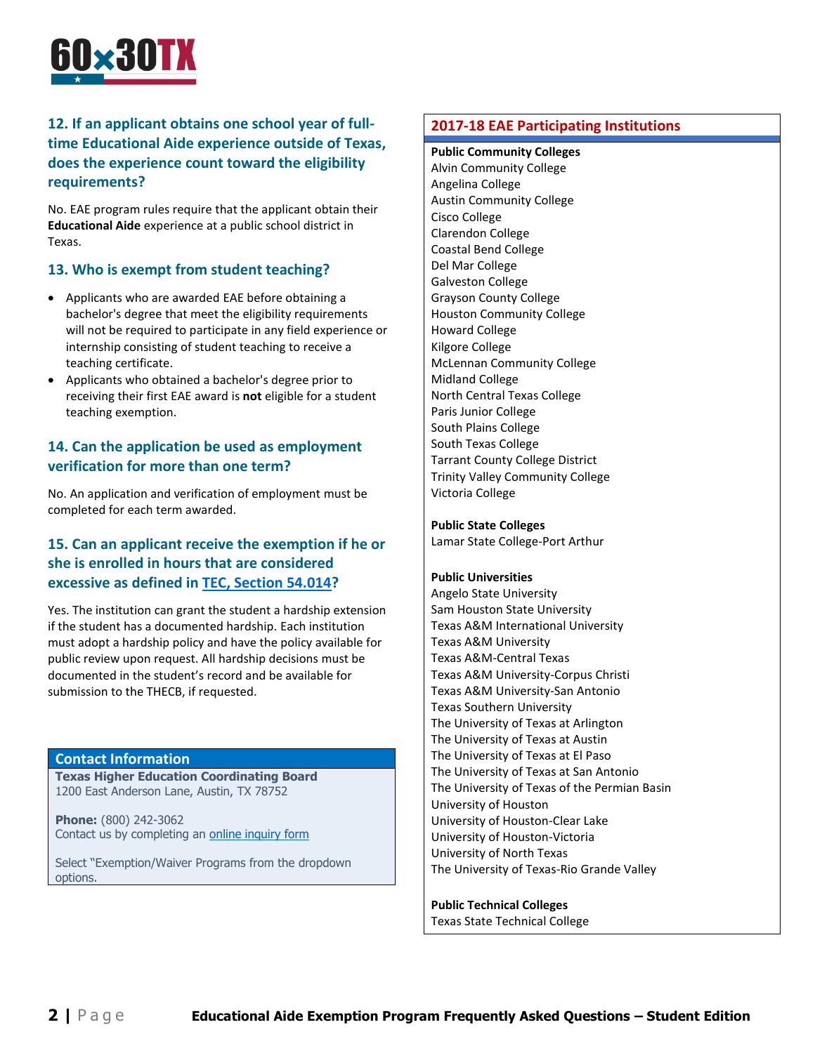### 12. If an applicant obtains one school year of full-time Educational Aide experience outside of Texas, does the experience count toward the eligibility requirements?

No. EAE program rules require that the applicant obtain their **Educational Aide** experience at a public school district in Texas.

### 13. Who is exempt from student teaching?

- Applicants who are awarded EAE before obtaining a bachelor's degree that meet the eligibility requirements will not be required to participate in any field experience or internship consisting of student teaching to receive a teaching certificate.
- Applicants who obtained a bachelor's degree prior to receiving their first EAE award is **not** eligible for a student teaching exemption.

### 14. Can the application be used as employment verification for more than one term?

No. An application and verification of employment must be completed for each term awarded.

### 15. Can an applicant receive the exemption if he or she is enrolled in hours that are considered excessive as defined in TEC, Section 54.014?

Yes. The institution can grant the student a hardship extension if the student has a documented hardship. Each institution must adopt a hardship policy and have the policy available for public review upon request. All hardship decisions must be documented in the student's record and be available for submission to the THECB, if requested.

## Contact Information

**Texas Higher Education Coordinating Board**
1200 East Anderson Lane, Austin, TX 78752

**Phone:** (800) 242-3062
Contact us by completing an online inquiry form

Select "Exemption/Waiver Programs from the dropdown options.

## 2017-18 EAE Participating Institutions

**Public Community Colleges**
Alvin Community College
Angelina College
Austin Community College
Cisco College
Clarendon College
Coastal Bend College
Del Mar College
Galveston College
Grayson County College
Houston Community College
Howard College
Kilgore College
McLennan Community College
Midland College
North Central Texas College
Paris Junior College
South Plains College
South Texas College
Tarrant County College District
Trinity Valley Community College
Victoria College

**Public State Colleges**
Lamar State College-Port Arthur

**Public Universities**
Angelo State University
Sam Houston State University
Texas A&M International University
Texas A&M University
Texas A&M-Central Texas
Texas A&M University-Corpus Christi
Texas A&M University-San Antonio
Texas Southern University
The University of Texas at Arlington
The University of Texas at Austin
The University of Texas at El Paso
The University of Texas at San Antonio
The University of Texas of the Permian Basin
University of Houston
University of Houston-Clear Lake
University of Houston-Victoria
University of North Texas
The University of Texas-Rio Grande Valley

**Public Technical Colleges**
Texas State Technical College